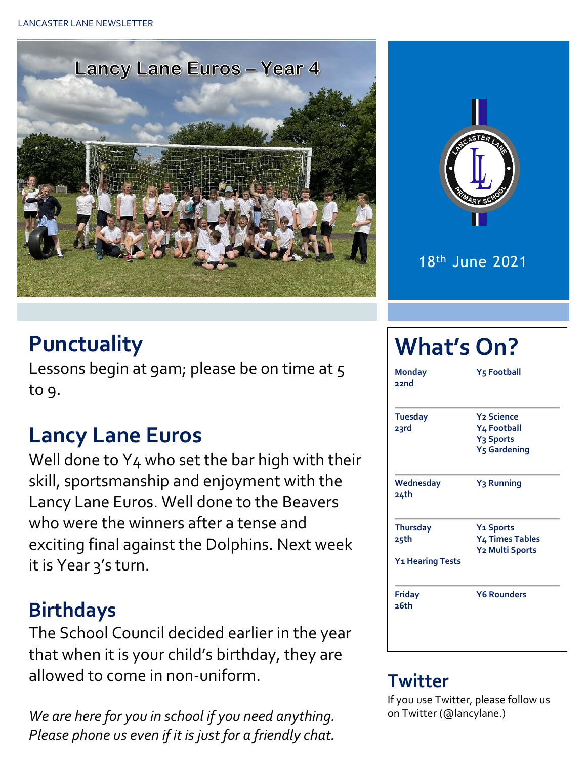Lancy Lane Euros – Year 4

18th June 2021

## Punctuality

Lessons begin at 9am; please be on time at 5 to 9.

## Lancy Lane Euros

Well done to Y4 who set the bar high with their skill, sportsmanship and enjoyment with the Lancy Lane Euros. Well done to the Beavers who were the winners after a tense and exciting final against the Dolphins. Next week it is Year 3's turn.

## Birthdays

The School Council decided earlier in the year that when it is your child's birthday, they are allowed to come in non-uniform.

*We are here for you in school if you need anything. Please phone us even if it is just for a friendly chat.*

## What's On?

| Day | Activities |
| --- | --- |
| **Monday 22nd** | **Y5 Football** |
| **Tuesday 23rd** | **Y2 Science**<br>**Y4 Football**<br>**Y3 Sports**<br>**Y5 Gardening** |
| **Wednesday 24th** | **Y3 Running** |
| **Thursday 25th**<br>**Y1 Hearing Tests** | **Y1 Sports**<br>**Y4 Times Tables**<br>**Y2 Multi Sports** |
| **Friday 26th** | **Y6 Rounders** |

## Twitter

If you use Twitter, please follow us on Twitter (@lancylane.)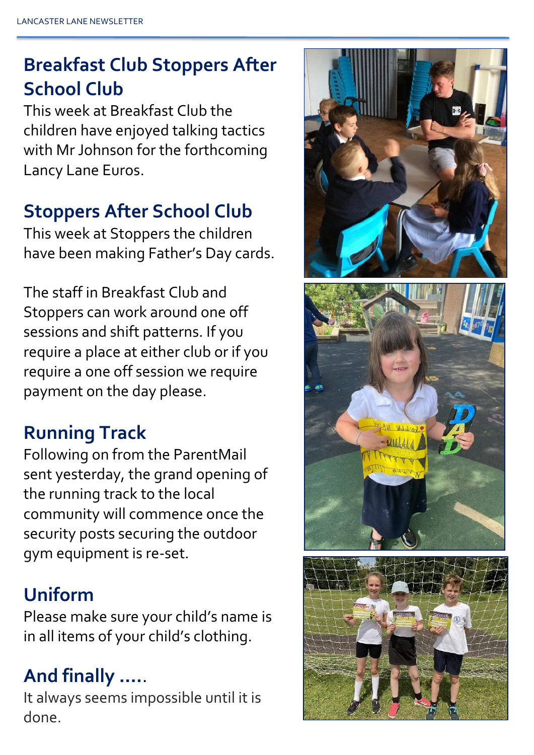## Breakfast Club Stoppers After School Club

This week at Breakfast Club the children have enjoyed talking tactics with Mr Johnson for the forthcoming Lancy Lane Euros.

## Stoppers After School Club

This week at Stoppers the children have been making Father's Day cards.

The staff in Breakfast Club and Stoppers can work around one off sessions and shift patterns. If you require a place at either club or if you require a one off session we require payment on the day please.

## Running Track

Following on from the ParentMail sent yesterday, the grand opening of the running track to the local community will commence once the security posts securing the outdoor gym equipment is re-set.

## Uniform

Please make sure your child's name is in all items of your child's clothing.

## And finally .....

It always seems impossible until it is done.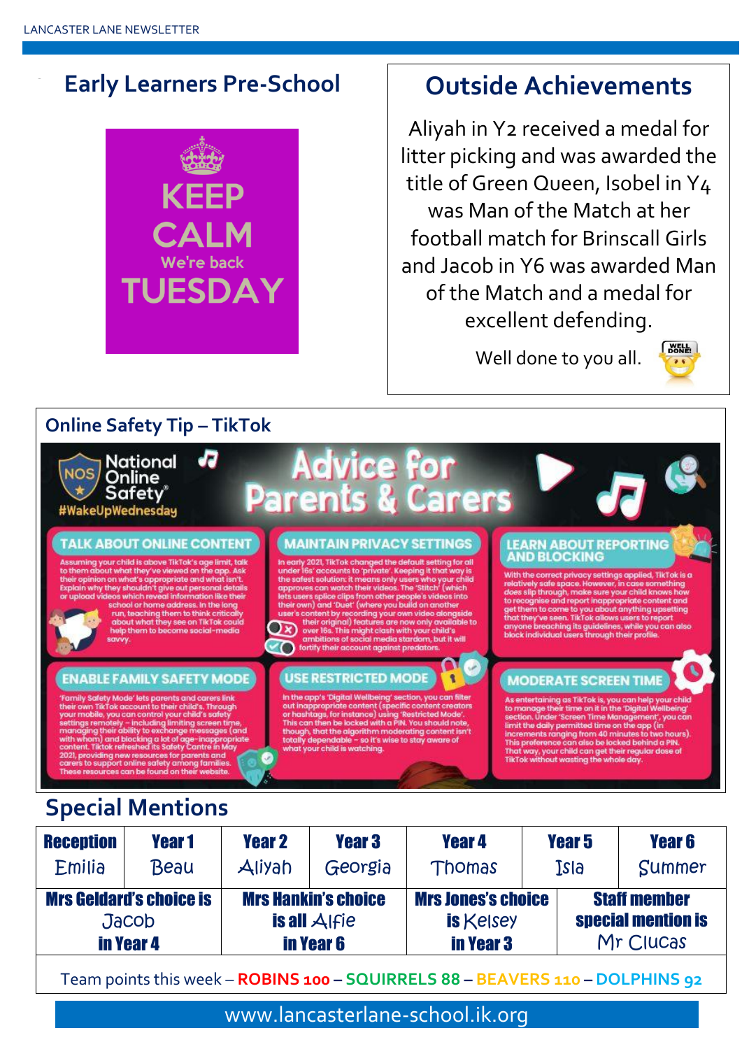## Early Learners Pre-School

KEEP CALM We're back TUESDAY

## Outside Achievements

Aliyah in Y2 received a medal for litter picking and was awarded the title of Green Queen, Isobel in Y4 was Man of the Match at her football match for Brinscall Girls and Jacob in Y6 was awarded Man of the Match and a medal for excellent defending.

Well done to you all.

## Online Safety Tip – TikTok

National Online Safety #WakeUpWednesday

### Advice for Parents & Carers

**TALK ABOUT ONLINE CONTENT**

Assuming your child is above TikTok's age limit, talk to them about what they've viewed on the app. Ask their opinion on what's appropriate and what isn't. Explain why they shouldn't give out personal details or upload videos which reveal information like their school or home address. In the long run, teaching them to think critically about what they see on TikTok could help them to become social-media savvy.

**MAINTAIN PRIVACY SETTINGS**

In early 2021, TikTok changed the default setting for all under 16s' accounts to 'private'. Keeping it that way is the safest solution: it means only users who your child approves can watch their videos. The 'Stitch' (which lets users splice clips from other people's videos into their own) and 'Duet' (where you build on another user's content by recording your own video alongside their original) features are now only available to over 16s. This might clash with your child's ambitions of social media stardom, but it will fortify their account against predators.

**LEARN ABOUT REPORTING AND BLOCKING**

With the correct privacy settings applied, TikTok is a relatively safe space. However, in case something *does* slip through, make sure your child knows how to recognise and report inappropriate content and get them to come to you about anything upsetting that they've seen. TikTok allows users to report anyone breaching its guidelines, while you can also block individual users through their profile.

**ENABLE FAMILY SAFETY MODE**

'Family Safety Mode' lets parents and carers link their own TikTok account to their child's. Through your mobile, you can control your child's safety settings remotely – including limiting screen time, managing their ability to exchange messages (and with whom) and blocking a lot of age-inappropriate content. Tiktok refreshed its Safety Centre in May 2021, providing new resources for parents and carers to support online safety among families. These resources can be found on their website.

**USE RESTRICTED MODE**

In the app's 'Digital Wellbeing' section, you can filter out inappropriate content (specific content creators or hashtags, for instance) using 'Restricted Mode'. This can then be locked with a PIN. You should note, though, that the algorithm moderating content isn't totally dependable – so it's wise to stay aware of what your child is watching.

**MODERATE SCREEN TIME**

As entertaining as TikTok is, you can help your child to manage their time on it in the 'Digital Wellbeing' section. Under 'Screen Time Management', you can limit the daily permitted time on the app (in increments ranging from 40 minutes to two hours). This preference can also be locked behind a PIN. That way, your child can get their regular dose of TikTok without wasting the whole day.

## Special Mentions

| Reception | Year 1 | Year 2 | Year 3 | Year 4 | Year 5 | Year 6 |
|---|---|---|---|---|---|---|
| Emilia | Beau | Aliyah | Georgia | Thomas | Isla | Summer |

| | | | |
|---|---|---|---|
| **Mrs Geldard's choice is** Jacob **in Year 4** | **Mrs Hankin's choice is all** Alfie **in Year 6** | **Mrs Jones's choice is** Kelsey **in Year 3** | **Staff member special mention is** Mr Clucas |

Team points this week – **ROBINS 100** – **SQUIRRELS 88** – **BEAVERS 110** – **DOLPHINS 92**

www.lancasterlane-school.ik.org